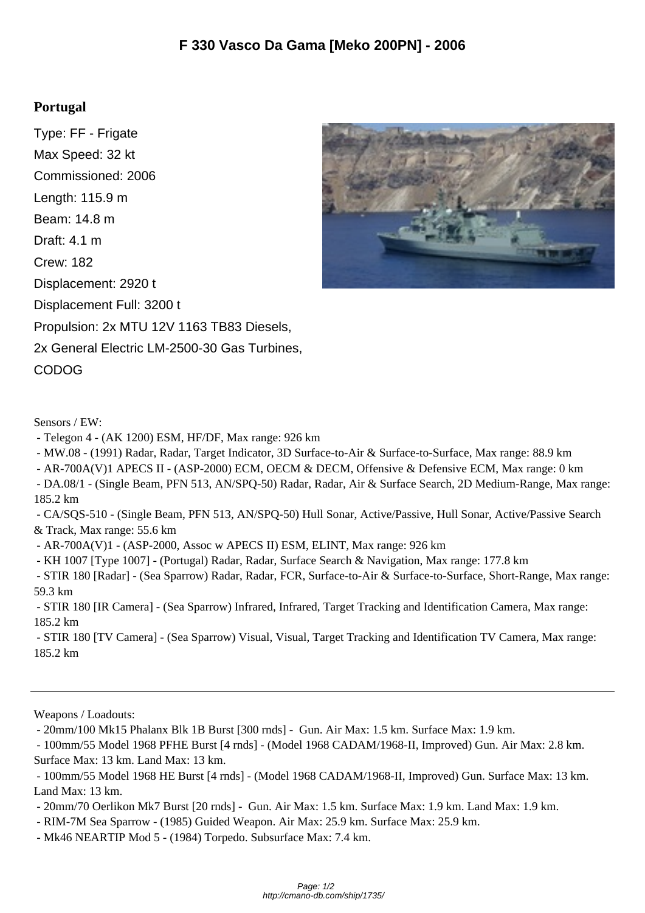# F 330 Vasco Da Gama [Meko 200PN] - 2006

## Portugal

Type: FF - Frigate
Max Speed: 32 kt
Commissioned: 2006
Length: 115.9 m
Beam: 14.8 m
Draft: 4.1 m
Crew: 182
Displacement: 2920 t
Displacement Full: 3200 t
Propulsion: 2x MTU 12V 1163 TB83 Diesels,
2x General Electric LM-2500-30 Gas Turbines,
CODOG

Sensors / EW:

- Telegon 4 - (AK 1200) ESM, HF/DF, Max range: 926 km
- MW.08 - (1991) Radar, Radar, Target Indicator, 3D Surface-to-Air & Surface-to-Surface, Max range: 88.9 km
- AR-700A(V)1 APECS II - (ASP-2000) ECM, OECM & DECM, Offensive & Defensive ECM, Max range: 0 km
- DA.08/1 - (Single Beam, PFN 513, AN/SPQ-50) Radar, Radar, Air & Surface Search, 2D Medium-Range, Max range: 185.2 km
- CA/SQS-510 - (Single Beam, PFN 513, AN/SPQ-50) Hull Sonar, Active/Passive, Hull Sonar, Active/Passive Search & Track, Max range: 55.6 km
- AR-700A(V)1 - (ASP-2000, Assoc w APECS II) ESM, ELINT, Max range: 926 km
- KH 1007 [Type 1007] - (Portugal) Radar, Radar, Surface Search & Navigation, Max range: 177.8 km
- STIR 180 [Radar] - (Sea Sparrow) Radar, Radar, FCR, Surface-to-Air & Surface-to-Surface, Short-Range, Max range: 59.3 km
- STIR 180 [IR Camera] - (Sea Sparrow) Infrared, Infrared, Target Tracking and Identification Camera, Max range: 185.2 km
- STIR 180 [TV Camera] - (Sea Sparrow) Visual, Visual, Target Tracking and Identification TV Camera, Max range: 185.2 km

---

Weapons / Loadouts:

- 20mm/100 Mk15 Phalanx Blk 1B Burst [300 rnds] - Gun. Air Max: 1.5 km. Surface Max: 1.9 km.
- 100mm/55 Model 1968 PFHE Burst [4 rnds] - (Model 1968 CADAM/1968-II, Improved) Gun. Air Max: 2.8 km. Surface Max: 13 km. Land Max: 13 km.
- 100mm/55 Model 1968 HE Burst [4 rnds] - (Model 1968 CADAM/1968-II, Improved) Gun. Surface Max: 13 km. Land Max: 13 km.
- 20mm/70 Oerlikon Mk7 Burst [20 rnds] - Gun. Air Max: 1.5 km. Surface Max: 1.9 km. Land Max: 1.9 km.
- RIM-7M Sea Sparrow - (1985) Guided Weapon. Air Max: 25.9 km. Surface Max: 25.9 km.
- Mk46 NEARTIP Mod 5 - (1984) Torpedo. Subsurface Max: 7.4 km.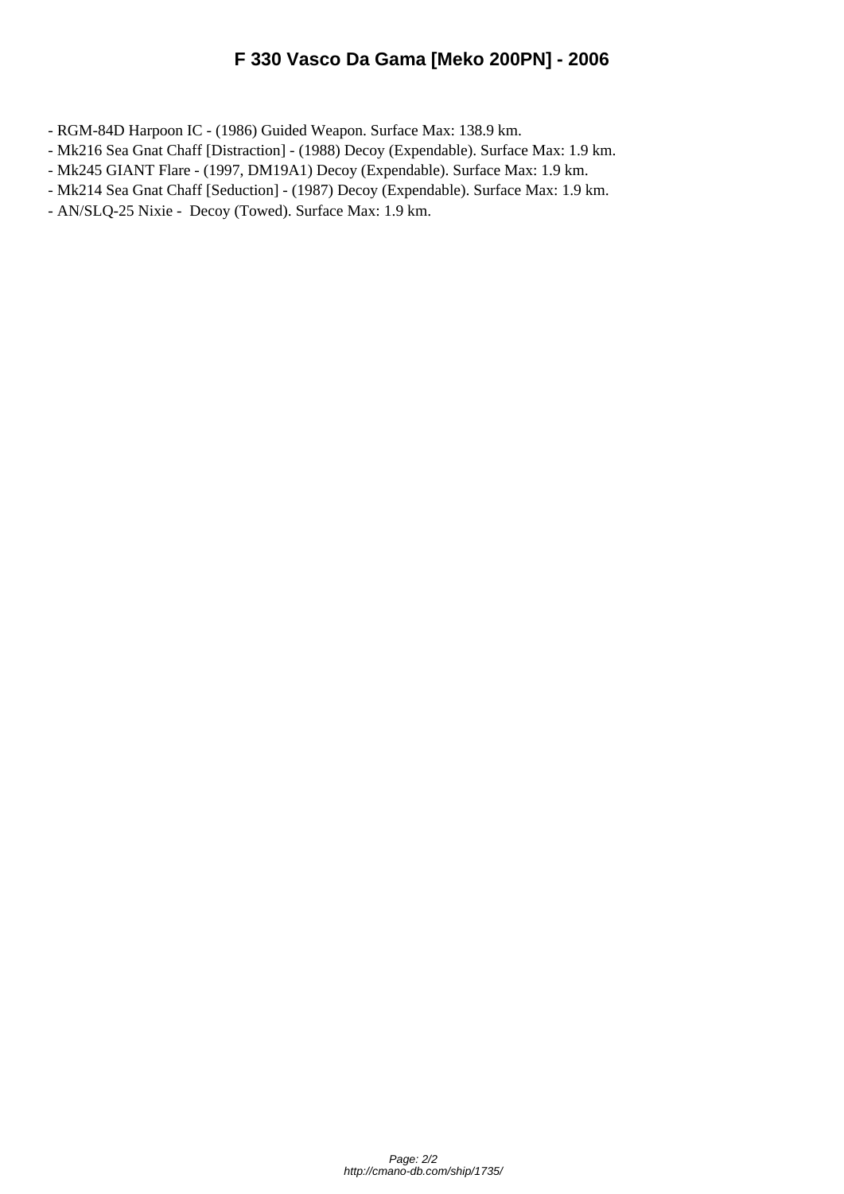- RGM-84D Harpoon IC - (1986) Guided Weapon. Surface Max: 138.9 km.
- Mk216 Sea Gnat Chaff [Distraction] - (1988) Decoy (Expendable). Surface Max: 1.9 km.
- Mk245 GIANT Flare - (1997, DM19A1) Decoy (Expendable). Surface Max: 1.9 km.
- Mk214 Sea Gnat Chaff [Seduction] - (1987) Decoy (Expendable). Surface Max: 1.9 km.
- AN/SLQ-25 Nixie - Decoy (Towed). Surface Max: 1.9 km.